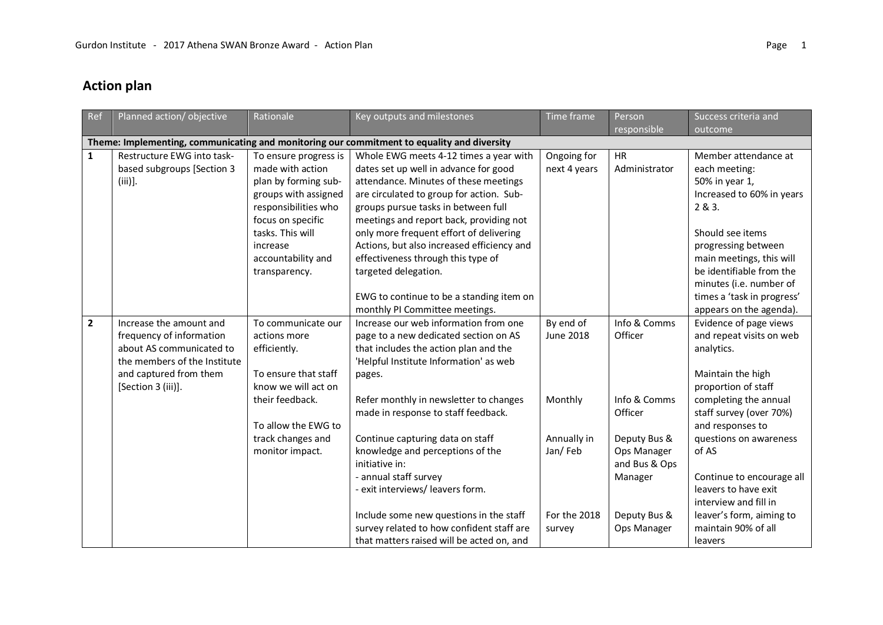# Action plan

| Ref | Planned action/ objective | Rationale | Key outputs and milestones | Time frame | Person responsible | Success criteria and outcome |
|---|---|---|---|---|---|---|
| **Theme: Implementing, communicating and monitoring our commitment to equality and diversity** | | | | | | |
| **1** | Restructure EWG into task-based subgroups [Section 3 (iii)]. | To ensure progress is made with action plan by forming sub-groups with assigned responsibilities who focus on specific tasks. This will increase accountability and transparency. | Whole EWG meets 4-12 times a year with dates set up well in advance for good attendance. Minutes of these meetings are circulated to group for action. Sub-groups pursue tasks in between full meetings and report back, providing not only more frequent effort of delivering Actions, but also increased efficiency and effectiveness through this type of targeted delegation.<br><br>EWG to continue to be a standing item on monthly PI Committee meetings. | Ongoing for next 4 years | HR Administrator | Member attendance at each meeting:<br>50% in year 1,<br>Increased to 60% in years 2 & 3.<br><br>Should see items progressing between main meetings, this will be identifiable from the minutes (i.e. number of times a 'task in progress' appears on the agenda). |
| **2** | Increase the amount and frequency of information about AS communicated to the members of the Institute and captured from them [Section 3 (iii)]. | To communicate our actions more efficiently.<br><br>To ensure that staff know we will act on their feedback.<br><br>To allow the EWG to track changes and monitor impact. | Increase our web information from one page to a new dedicated section on AS that includes the action plan and the 'Helpful Institute Information' as web pages.<br><br>Refer monthly in newsletter to changes made in response to staff feedback.<br><br>Continue capturing data on staff knowledge and perceptions of the initiative in:<br>- annual staff survey<br>- exit interviews/ leavers form.<br><br>Include some new questions in the staff survey related to how confident staff are that matters raised will be acted on, and | By end of June 2018<br><br>Monthly<br><br>Annually in Jan/ Feb<br><br>For the 2018 survey | Info & Comms Officer<br><br>Info & Comms Officer<br><br>Deputy Bus & Ops Manager and Bus & Ops Manager<br><br>Deputy Bus & Ops Manager | Evidence of page views and repeat visits on web analytics.<br><br>Maintain the high proportion of staff completing the annual staff survey (over 70%) and responses to questions on awareness of AS<br><br>Continue to encourage all leavers to have exit interview and fill in leaver's form, aiming to maintain 90% of all leavers |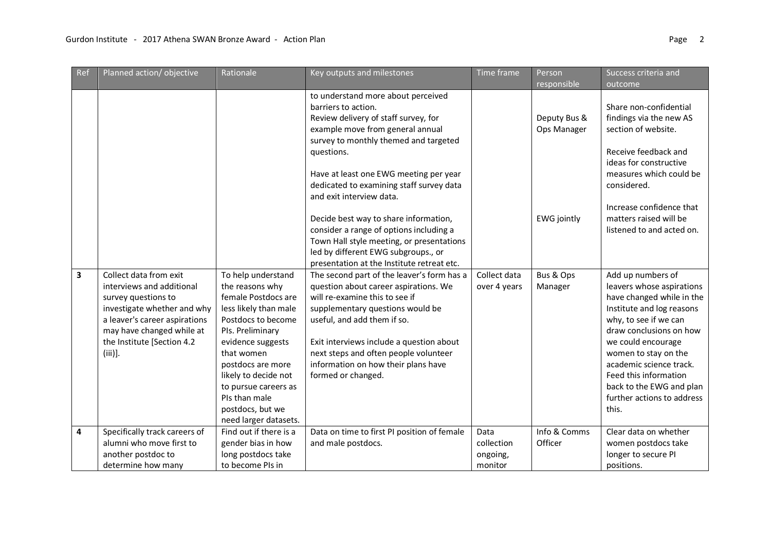| Ref | Planned action/ objective | Rationale | Key outputs and milestones | Time frame | Person responsible | Success criteria and outcome |
|---|---|---|---|---|---|---|
| | | | to understand more about perceived barriers to action.<br>Review delivery of staff survey, for example move from general annual survey to monthly themed and targeted questions.<br><br>Have at least one EWG meeting per year dedicated to examining staff survey data and exit interview data.<br><br>Decide best way to share information, consider a range of options including a Town Hall style meeting, or presentations led by different EWG subgroups., or presentation at the Institute retreat etc. | | Deputy Bus & Ops Manager<br><br><br><br><br><br>EWG jointly | Share non-confidential findings via the new AS section of website.<br><br>Receive feedback and ideas for constructive measures which could be considered.<br><br>Increase confidence that matters raised will be listened to and acted on. |
| **3** | Collect data from exit interviews and additional survey questions to investigate whether and why a leaver's career aspirations may have changed while at the Institute [Section 4.2 (iii)]. | To help understand the reasons why female Postdocs are less likely than male Postdocs to become PIs. Preliminary evidence suggests that women postdocs are more likely to decide not to pursue careers as PIs than male postdocs, but we need larger datasets. | The second part of the leaver's form has a question about career aspirations. We will re-examine this to see if supplementary questions would be useful, and add them if so.<br><br>Exit interviews include a question about next steps and often people volunteer information on how their plans have formed or changed. | Collect data over 4 years | Bus & Ops Manager | Add up numbers of leavers whose aspirations have changed while in the Institute and log reasons why, to see if we can draw conclusions on how we could encourage women to stay on the academic science track. Feed this information back to the EWG and plan further actions to address this. |
| **4** | Specifically track careers of alumni who move first to another postdoc to determine how many | Find out if there is a gender bias in how long postdocs take to become PIs in | Data on time to first PI position of female and male postdocs. | Data collection ongoing, monitor | Info & Comms Officer | Clear data on whether women postdocs take longer to secure PI positions. |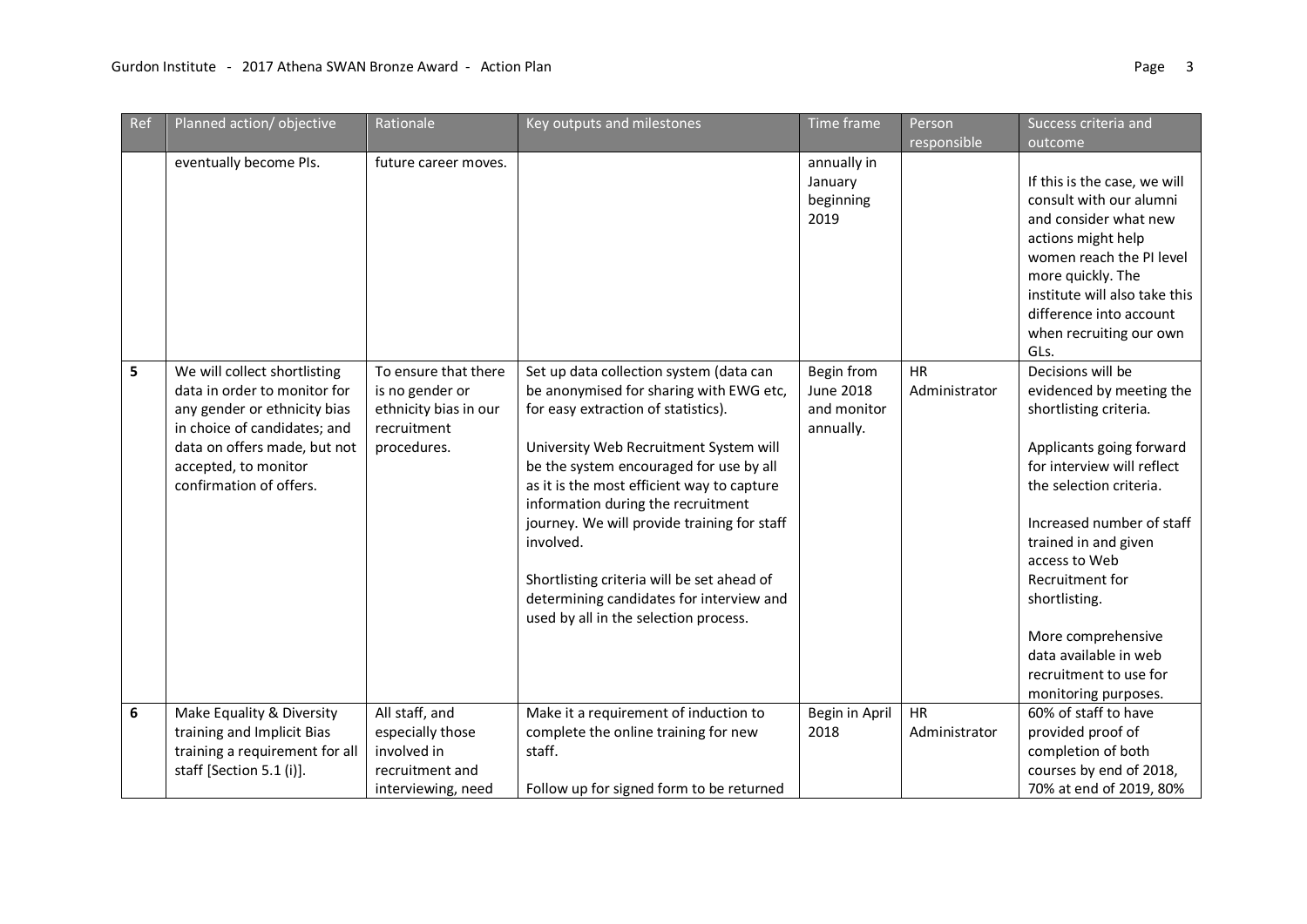| Ref | Planned action/ objective | Rationale | Key outputs and milestones | Time frame | Person responsible | Success criteria and outcome |
|---|---|---|---|---|---|---|
| | eventually become PIs. | future career moves. | | annually in January beginning 2019 | | If this is the case, we will consult with our alumni and consider what new actions might help women reach the PI level more quickly. The institute will also take this difference into account when recruiting our own GLs. |
| **5** | We will collect shortlisting data in order to monitor for any gender or ethnicity bias in choice of candidates; and data on offers made, but not accepted, to monitor confirmation of offers. | To ensure that there is no gender or ethnicity bias in our recruitment procedures. | Set up data collection system (data can be anonymised for sharing with EWG etc, for easy extraction of statistics).<br><br>University Web Recruitment System will be the system encouraged for use by all as it is the most efficient way to capture information during the recruitment journey. We will provide training for staff involved.<br><br>Shortlisting criteria will be set ahead of determining candidates for interview and used by all in the selection process. | Begin from June 2018 and monitor annually. | HR Administrator | Decisions will be evidenced by meeting the shortlisting criteria.<br><br>Applicants going forward for interview will reflect the selection criteria.<br><br>Increased number of staff trained in and given access to Web Recruitment for shortlisting.<br><br>More comprehensive data available in web recruitment to use for monitoring purposes. |
| **6** | Make Equality & Diversity training and Implicit Bias training a requirement for all staff [Section 5.1 (i)]. | All staff, and especially those involved in recruitment and interviewing, need | Make it a requirement of induction to complete the online training for new staff.<br><br>Follow up for signed form to be returned | Begin in April 2018 | HR Administrator | 60% of staff to have provided proof of completion of both courses by end of 2018, 70% at end of 2019, 80% |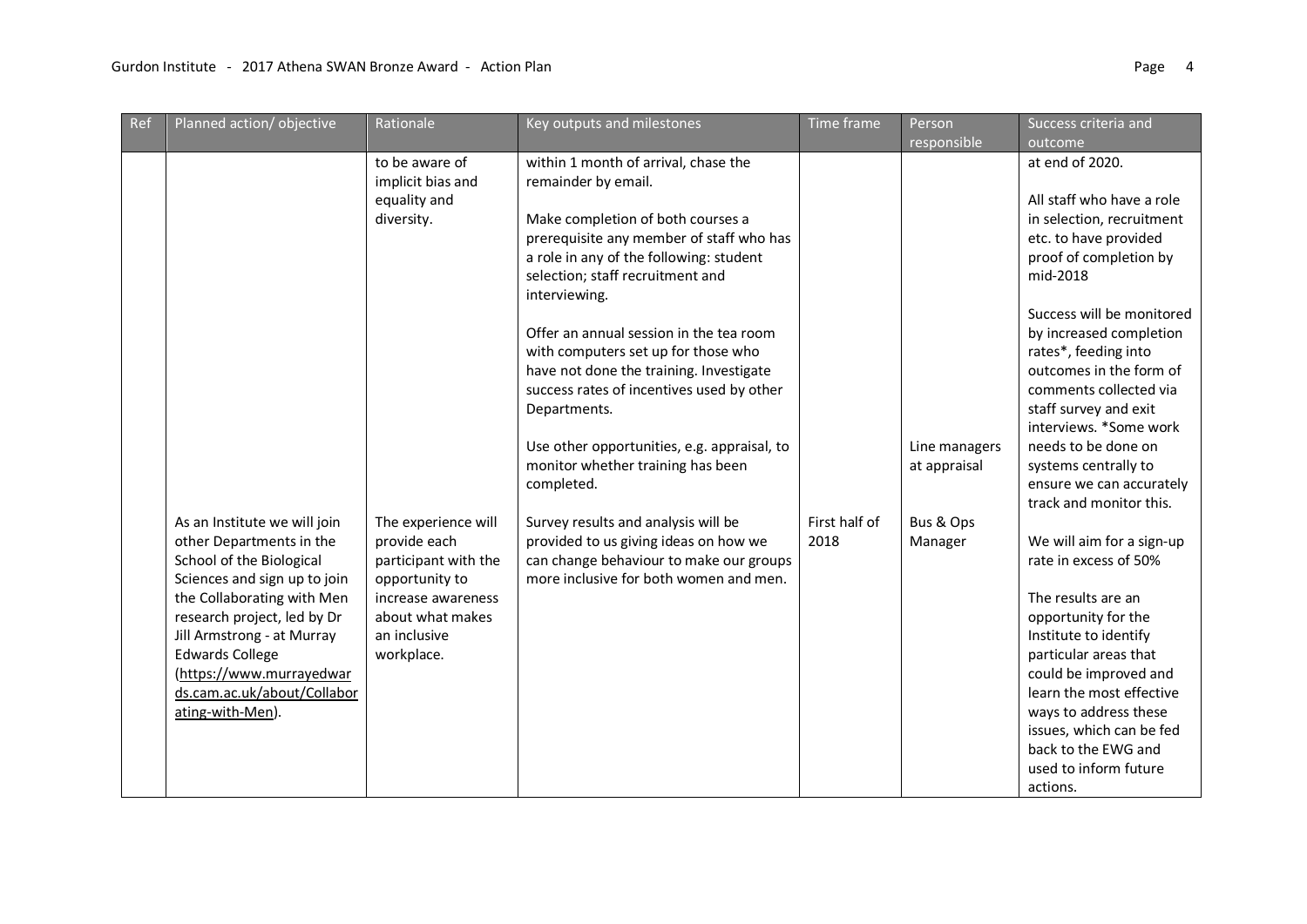| Ref | Planned action/ objective | Rationale | Key outputs and milestones | Time frame | Person responsible | Success criteria and outcome |
|---|---|---|---|---|---|---|
| | | to be aware of implicit bias and equality and diversity. | within 1 month of arrival, chase the remainder by email.<br><br>Make completion of both courses a prerequisite any member of staff who has a role in any of the following: student selection; staff recruitment and interviewing.<br><br>Offer an annual session in the tea room with computers set up for those who have not done the training. Investigate success rates of incentives used by other Departments.<br><br>Use other opportunities, e.g. appraisal, to monitor whether training has been completed. | | Line managers at appraisal | at end of 2020.<br><br>All staff who have a role in selection, recruitment etc. to have provided proof of completion by mid-2018<br><br>Success will be monitored by increased completion rates*, feeding into outcomes in the form of comments collected via staff survey and exit interviews. *Some work needs to be done on systems centrally to ensure we can accurately track and monitor this. |
| | As an Institute we will join other Departments in the School of the Biological Sciences and sign up to join the Collaborating with Men research project, led by Dr Jill Armstrong - at Murray Edwards College (https://www.murrayedwards.cam.ac.uk/about/Collaborating-with-Men). | The experience will provide each participant with the opportunity to increase awareness about what makes an inclusive workplace. | Survey results and analysis will be provided to us giving ideas on how we can change behaviour to make our groups more inclusive for both women and men. | First half of 2018 | Bus & Ops Manager | We will aim for a sign-up rate in excess of 50%<br><br>The results are an opportunity for the Institute to identify particular areas that could be improved and learn the most effective ways to address these issues, which can be fed back to the EWG and used to inform future actions. |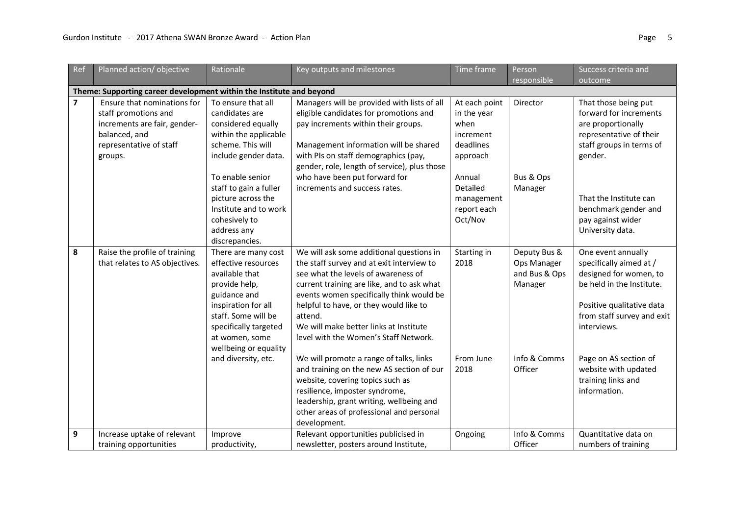| Ref | Planned action/ objective | Rationale | Key outputs and milestones | Time frame | Person responsible | Success criteria and outcome |
|---|---|---|---|---|---|---|
| **Theme: Supporting career development within the Institute and beyond** | | | | | | |
| **7** | Ensure that nominations for staff promotions and increments are fair, gender-balanced, and representative of staff groups. | To ensure that all candidates are considered equally within the applicable scheme. This will include gender data.<br><br>To enable senior staff to gain a fuller picture across the Institute and to work cohesively to address any discrepancies. | Managers will be provided with lists of all eligible candidates for promotions and pay increments within their groups.<br><br>Management information will be shared with PIs on staff demographics (pay, gender, role, length of service), plus those who have been put forward for increments and success rates. | At each point in the year when increment deadlines approach<br><br>Annual Detailed management report each Oct/Nov | Director<br><br>Bus & Ops Manager | That those being put forward for increments are proportionally representative of their staff groups in terms of gender.<br><br>That the Institute can benchmark gender and pay against wider University data. |
| **8** | Raise the profile of training that relates to AS objectives. | There are many cost effective resources available that provide help, guidance and inspiration for all staff. Some will be specifically targeted at women, some wellbeing or equality and diversity, etc. | We will ask some additional questions in the staff survey and at exit interview to see what the levels of awareness of current training are like, and to ask what events women specifically think would be helpful to have, or they would like to attend.<br>We will make better links at Institute level with the Women's Staff Network.<br><br>We will promote a range of talks, links and training on the new AS section of our website, covering topics such as resilience, imposter syndrome, leadership, grant writing, wellbeing and other areas of professional and personal development. | Starting in 2018<br><br>From June 2018 | Deputy Bus & Ops Manager and Bus & Ops Manager<br><br>Info & Comms Officer | One event annually specifically aimed at / designed for women, to be held in the Institute.<br><br>Positive qualitative data from staff survey and exit interviews.<br><br>Page on AS section of website with updated training links and information. |
| **9** | Increase uptake of relevant training opportunities | Improve productivity, | Relevant opportunities publicised in newsletter, posters around Institute, | Ongoing | Info & Comms Officer | Quantitative data on numbers of training |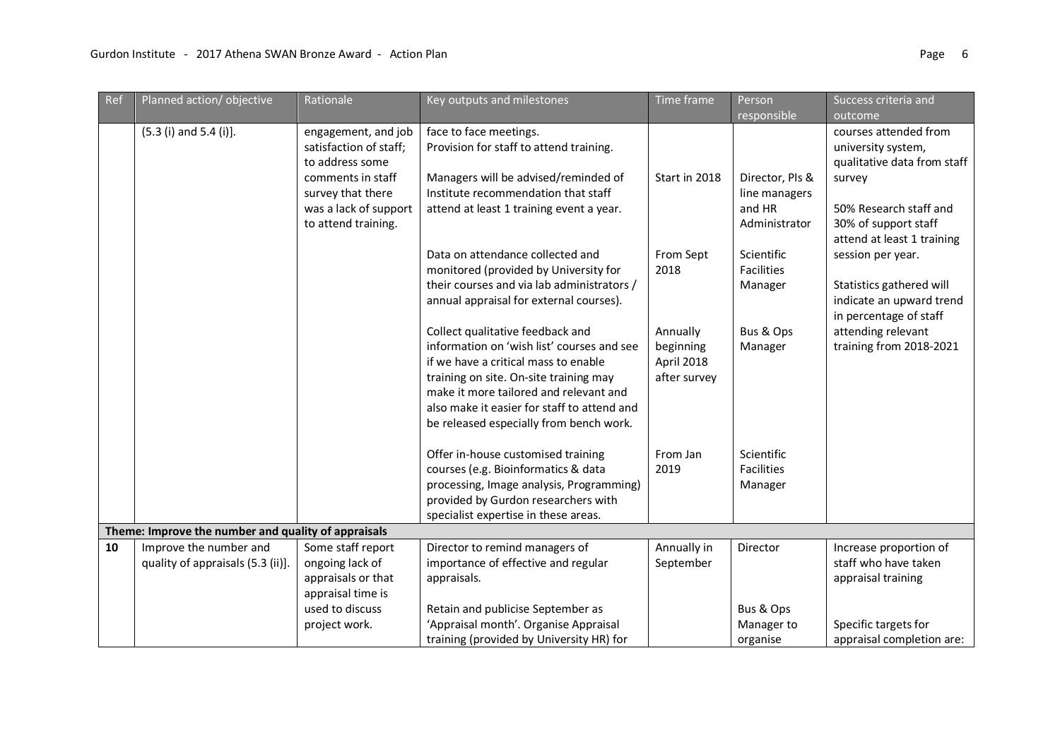| Ref | Planned action/ objective | Rationale | Key outputs and milestones | Time frame | Person responsible | Success criteria and outcome |
|---|---|---|---|---|---|---|
| | (5.3 (i) and 5.4 (i)]. | engagement, and job satisfaction of staff; to address some comments in staff survey that there was a lack of support to attend training. | face to face meetings.<br>Provision for staff to attend training.<br><br>Managers will be advised/reminded of Institute recommendation that staff attend at least 1 training event a year. | Start in 2018 | Director, PIs & line managers and HR Administrator | courses attended from university system, qualitative data from staff survey<br><br>50% Research staff and 30% of support staff attend at least 1 training session per year.<br><br>Statistics gathered will indicate an upward trend in percentage of staff attending relevant training from 2018-2021 |
| | | | Data on attendance collected and monitored (provided by University for their courses and via lab administrators / annual appraisal for external courses). | From Sept 2018 | Scientific Facilities Manager | |
| | | | Collect qualitative feedback and information on 'wish list' courses and see if we have a critical mass to enable training on site. On-site training may make it more tailored and relevant and also make it easier for staff to attend and be released especially from bench work. | Annually beginning April 2018 after survey | Bus & Ops Manager | |
| | | | Offer in-house customised training courses (e.g. Bioinformatics & data processing, Image analysis, Programming) provided by Gurdon researchers with specialist expertise in these areas. | From Jan 2019 | Scientific Facilities Manager | |
| **Theme: Improve the number and quality of appraisals** | | | | | | |
| **10** | Improve the number and quality of appraisals (5.3 (ii)]. | Some staff report ongoing lack of appraisals or that appraisal time is used to discuss project work. | Director to remind managers of importance of effective and regular appraisals.<br><br>Retain and publicise September as 'Appraisal month'. Organise Appraisal training (provided by University HR) for | Annually in September | Director<br><br><br>Bus & Ops Manager to organise | Increase proportion of staff who have taken appraisal training<br><br><br>Specific targets for appraisal completion are: |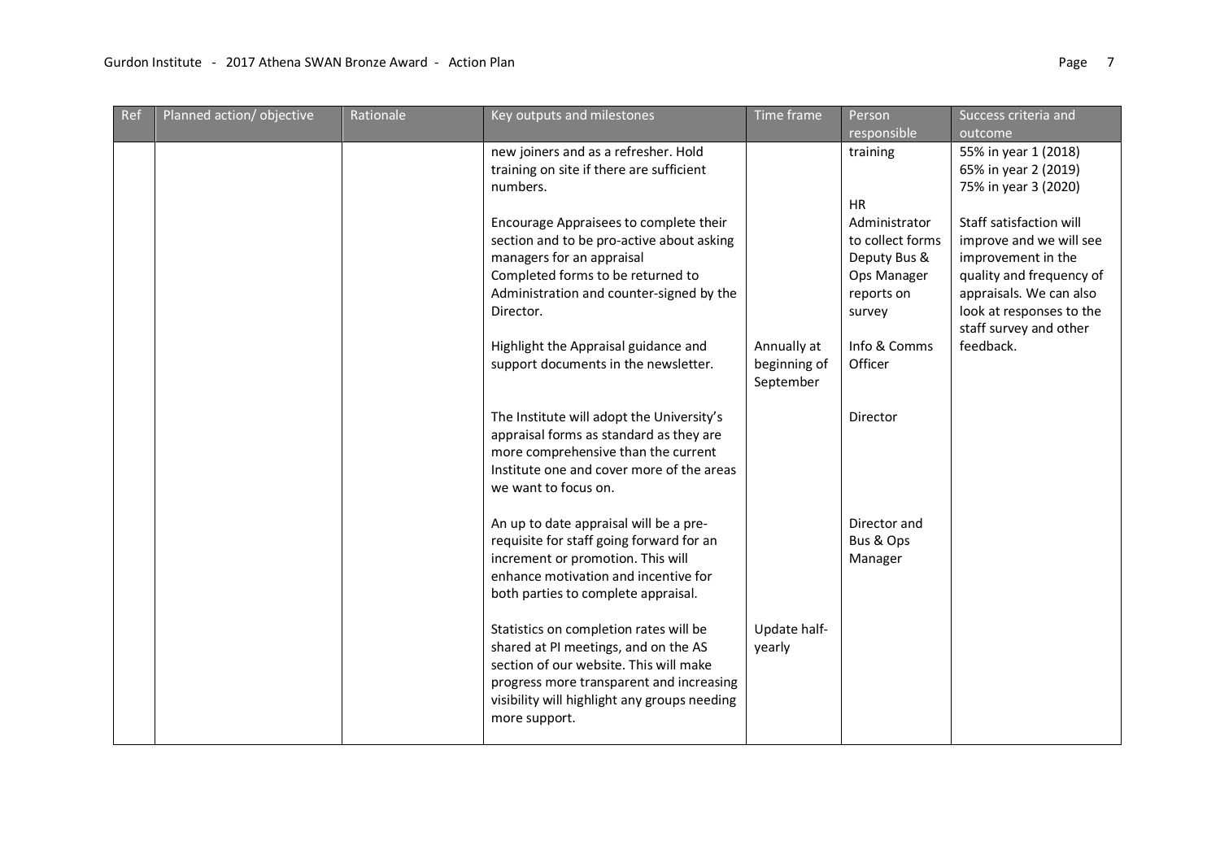| Ref | Planned action/ objective | Rationale | Key outputs and milestones | Time frame | Person responsible | Success criteria and outcome |
|---|---|---|---|---|---|---|
| | | | new joiners and as a refresher. Hold training on site if there are sufficient numbers.<br><br>Encourage Appraisees to complete their section and to be pro-active about asking managers for an appraisal<br>Completed forms to be returned to Administration and counter-signed by the Director.<br><br>Highlight the Appraisal guidance and support documents in the newsletter.<br><br>The Institute will adopt the University's appraisal forms as standard as they are more comprehensive than the current Institute one and cover more of the areas we want to focus on.<br><br>An up to date appraisal will be a pre-requisite for staff going forward for an increment or promotion. This will enhance motivation and incentive for both parties to complete appraisal.<br><br>Statistics on completion rates will be shared at PI meetings, and on the AS section of our website. This will make progress more transparent and increasing visibility will highlight any groups needing more support. | Annually at beginning of September<br><br>Update half-yearly | training<br><br>HR Administrator to collect forms Deputy Bus & Ops Manager reports on survey<br><br>Info & Comms Officer<br><br>Director<br><br>Director and Bus & Ops Manager | 55% in year 1 (2018)<br>65% in year 2 (2019)<br>75% in year 3 (2020)<br><br>Staff satisfaction will improve and we will see improvement in the quality and frequency of appraisals. We can also look at responses to the staff survey and other feedback. |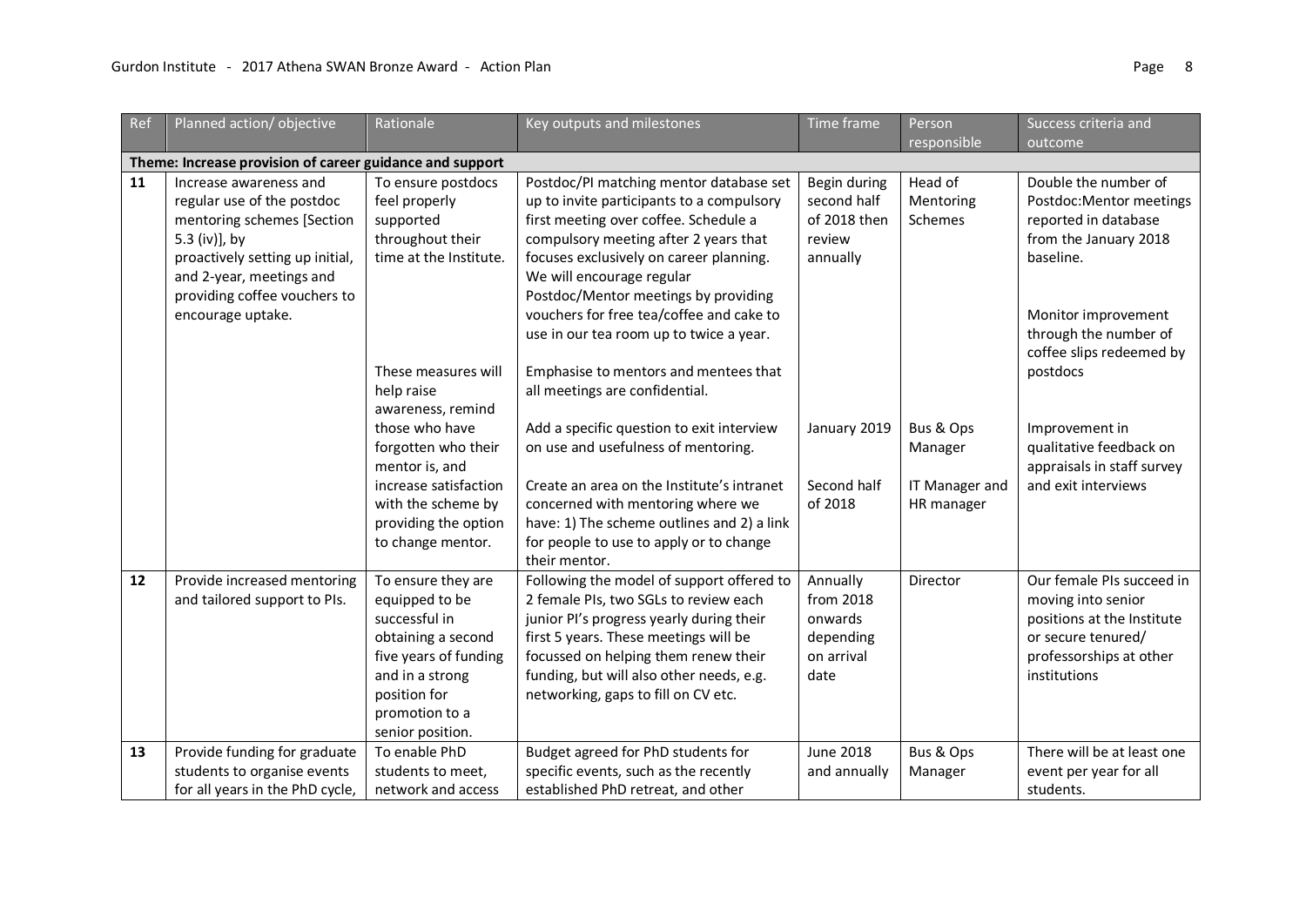| Ref | Planned action/ objective | Rationale | Key outputs and milestones | Time frame | Person responsible | Success criteria and outcome |
|---|---|---|---|---|---|---|
| **Theme: Increase provision of career guidance and support** | | | | | | |
| **11** | Increase awareness and regular use of the postdoc mentoring schemes [Section 5.3 (iv)], by proactively setting up initial, and 2-year, meetings and providing coffee vouchers to encourage uptake. | To ensure postdocs feel properly supported throughout their time at the Institute.<br><br>These measures will help raise awareness, remind those who have forgotten who their mentor is, and increase satisfaction with the scheme by providing the option to change mentor. | Postdoc/PI matching mentor database set up to invite participants to a compulsory first meeting over coffee. Schedule a compulsory meeting after 2 years that focuses exclusively on career planning. We will encourage regular Postdoc/Mentor meetings by providing vouchers for free tea/coffee and cake to use in our tea room up to twice a year.<br><br>Emphasise to mentors and mentees that all meetings are confidential.<br><br>Add a specific question to exit interview on use and usefulness of mentoring.<br><br>Create an area on the Institute's intranet concerned with mentoring where we have: 1) The scheme outlines and 2) a link for people to use to apply or to change their mentor. | Begin during second half of 2018 then review annually<br><br>January 2019<br><br>Second half of 2018 | Head of Mentoring Schemes<br><br>Bus & Ops Manager<br><br>IT Manager and HR manager | Double the number of Postdoc:Mentor meetings reported in database from the January 2018 baseline.<br><br>Monitor improvement through the number of coffee slips redeemed by postdocs<br><br>Improvement in qualitative feedback on appraisals in staff survey and exit interviews |
| **12** | Provide increased mentoring and tailored support to PIs. | To ensure they are equipped to be successful in obtaining a second five years of funding and in a strong position for promotion to a senior position. | Following the model of support offered to 2 female PIs, two SGLs to review each junior PI's progress yearly during their first 5 years. These meetings will be focussed on helping them renew their funding, but will also other needs, e.g. networking, gaps to fill on CV etc. | Annually from 2018 onwards depending on arrival date | Director | Our female PIs succeed in moving into senior positions at the Institute or secure tenured/ professorships at other institutions |
| **13** | Provide funding for graduate students to organise events for all years in the PhD cycle, | To enable PhD students to meet, network and access | Budget agreed for PhD students for specific events, such as the recently established PhD retreat, and other | June 2018 and annually | Bus & Ops Manager | There will be at least one event per year for all students. |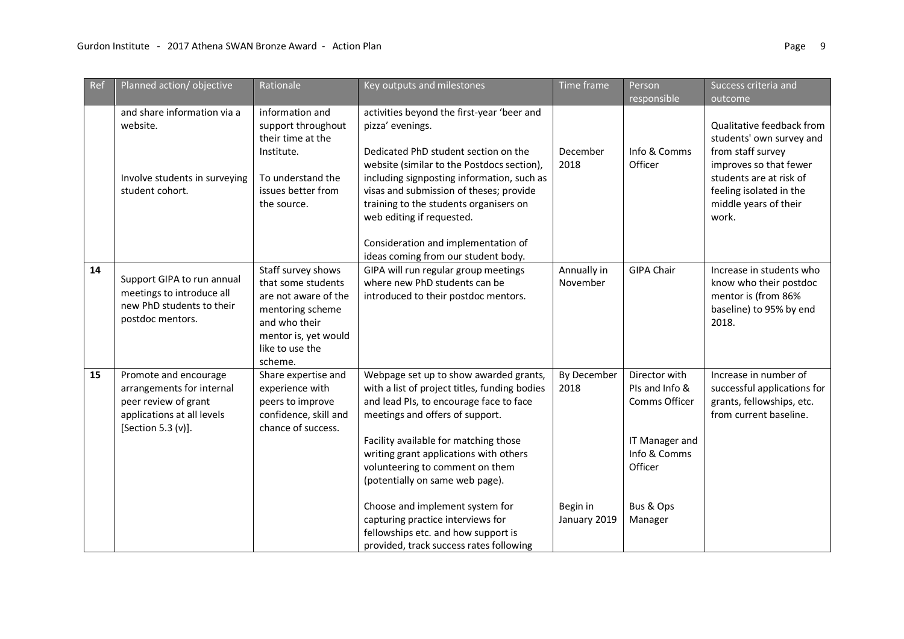| Ref | Planned action/ objective | Rationale | Key outputs and milestones | Time frame | Person responsible | Success criteria and outcome |
|---|---|---|---|---|---|---|
| | and share information via a website.<br><br>Involve students in surveying student cohort. | information and support throughout their time at the Institute.<br><br>To understand the issues better from the source. | activities beyond the first-year 'beer and pizza' evenings.<br><br>Dedicated PhD student section on the website (similar to the Postdocs section), including signposting information, such as visas and submission of theses; provide training to the students organisers on web editing if requested.<br><br>Consideration and implementation of ideas coming from our student body. | December 2018 | Info & Comms Officer | Qualitative feedback from students' own survey and from staff survey improves so that fewer students are at risk of feeling isolated in the middle years of their work. |
| **14** | Support GIPA to run annual meetings to introduce all new PhD students to their postdoc mentors. | Staff survey shows that some students are not aware of the mentoring scheme and who their mentor is, yet would like to use the scheme. | GIPA will run regular group meetings where new PhD students can be introduced to their postdoc mentors. | Annually in November | GIPA Chair | Increase in students who know who their postdoc mentor is (from 86% baseline) to 95% by end 2018. |
| **15** | Promote and encourage arrangements for internal peer review of grant applications at all levels [Section 5.3 (v)]. | Share expertise and experience with peers to improve confidence, skill and chance of success. | Webpage set up to show awarded grants, with a list of project titles, funding bodies and lead PIs, to encourage face to face meetings and offers of support.<br><br>Facility available for matching those writing grant applications with others volunteering to comment on them (potentially on same web page).<br><br>Choose and implement system for capturing practice interviews for fellowships etc. and how support is provided, track success rates following | By December 2018<br><br><br><br><br><br><br>Begin in January 2019 | Director with PIs and Info & Comms Officer<br><br>IT Manager and Info & Comms Officer<br><br>Bus & Ops Manager | Increase in number of successful applications for grants, fellowships, etc. from current baseline. |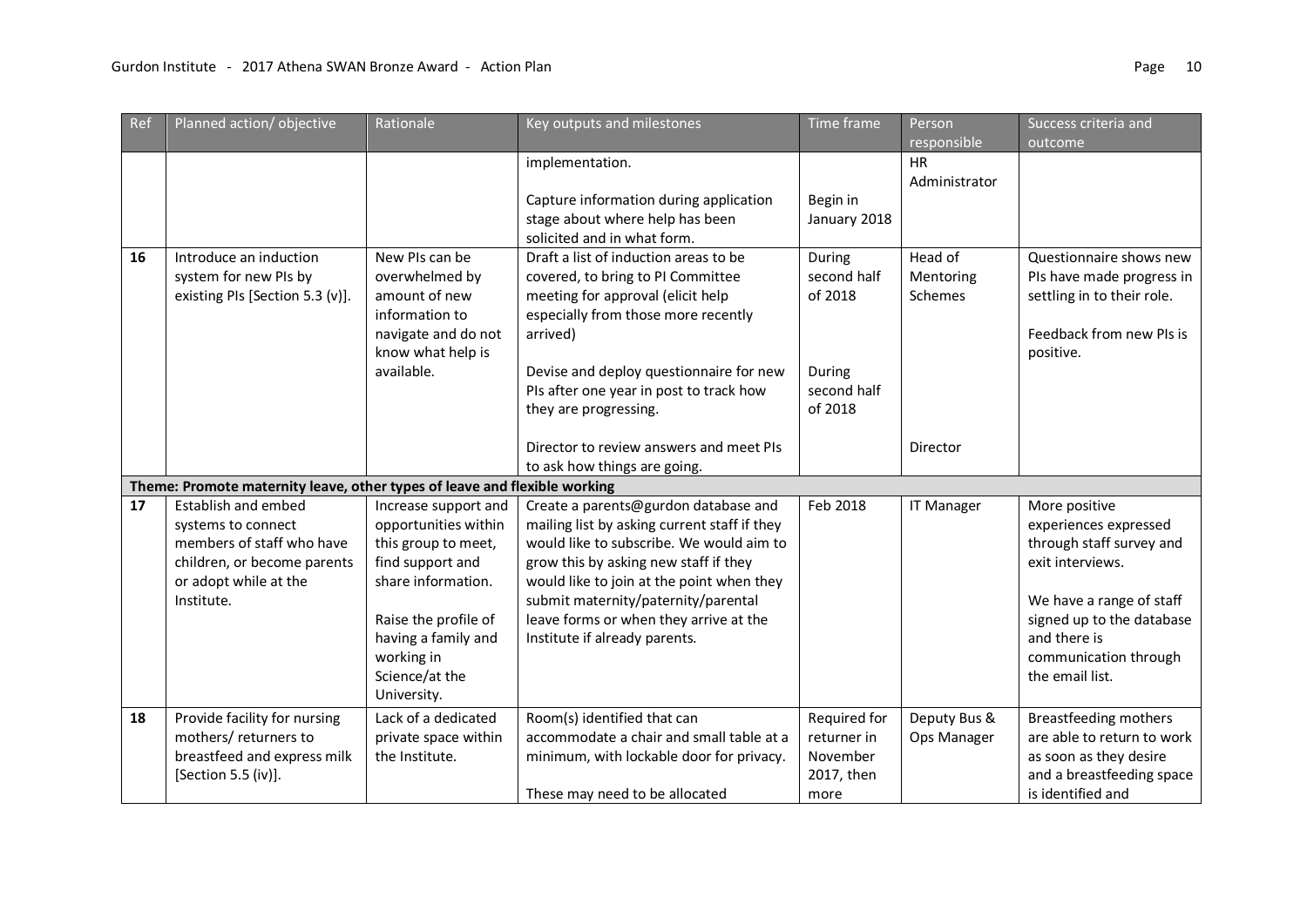| Ref | Planned action/ objective | Rationale | Key outputs and milestones | Time frame | Person responsible | Success criteria and outcome |
|---|---|---|---|---|---|---|
| | | | implementation.<br><br>Capture information during application stage about where help has been solicited and in what form. | <br><br>Begin in January 2018 | HR Administrator | |
| **16** | Introduce an induction system for new PIs by existing PIs [Section 5.3 (v)]. | New PIs can be overwhelmed by amount of new information to navigate and do not know what help is available. | Draft a list of induction areas to be covered, to bring to PI Committee meeting for approval (elicit help especially from those more recently arrived)<br><br>Devise and deploy questionnaire for new PIs after one year in post to track how they are progressing.<br><br>Director to review answers and meet PIs to ask how things are going. | During second half of 2018<br><br>During second half of 2018 | Head of Mentoring Schemes<br><br><br><br>Director | Questionnaire shows new PIs have made progress in settling in to their role.<br><br>Feedback from new PIs is positive. |
| **Theme: Promote maternity leave, other types of leave and flexible working** | | | | | | |
| **17** | Establish and embed systems to connect members of staff who have children, or become parents or adopt while at the Institute. | Increase support and opportunities within this group to meet, find support and share information.<br><br>Raise the profile of having a family and working in Science/at the University. | Create a parents@gurdon database and mailing list by asking current staff if they would like to subscribe. We would aim to grow this by asking new staff if they would like to join at the point when they submit maternity/paternity/parental leave forms or when they arrive at the Institute if already parents. | Feb 2018 | IT Manager | More positive experiences expressed through staff survey and exit interviews.<br><br>We have a range of staff signed up to the database and there is communication through the email list. |
| **18** | Provide facility for nursing mothers/ returners to breastfeed and express milk [Section 5.5 (iv)]. | Lack of a dedicated private space within the Institute. | Room(s) identified that can accommodate a chair and small table at a minimum, with lockable door for privacy.<br><br>These may need to be allocated | Required for returner in November 2017, then more | Deputy Bus & Ops Manager | Breastfeeding mothers are able to return to work as soon as they desire and a breastfeeding space is identified and |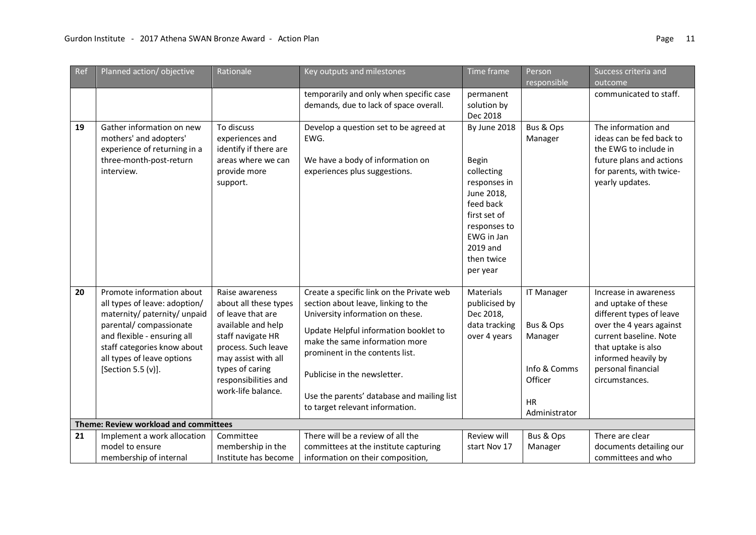| Ref | Planned action/ objective | Rationale | Key outputs and milestones | Time frame | Person responsible | Success criteria and outcome |
|---|---|---|---|---|---|---|
| | | | temporarily and only when specific case demands, due to lack of space overall. | permanent solution by Dec 2018 | | communicated to staff. |
| **19** | Gather information on new mothers' and adopters' experience of returning in a three-month-post-return interview. | To discuss experiences and identify if there are areas where we can provide more support. | Develop a question set to be agreed at EWG.<br><br>We have a body of information on experiences plus suggestions. | By June 2018<br><br>Begin collecting responses in June 2018, feed back first set of responses to EWG in Jan 2019 and then twice per year | Bus & Ops Manager | The information and ideas can be fed back to the EWG to include in future plans and actions for parents, with twice-yearly updates. |
| **20** | Promote information about all types of leave: adoption/ maternity/ paternity/ unpaid parental/ compassionate and flexible - ensuring all staff categories know about all types of leave options [Section 5.5 (v)]. | Raise awareness about all these types of leave that are available and help staff navigate HR process. Such leave may assist with all types of caring responsibilities and work-life balance. | Create a specific link on the Private web section about leave, linking to the University information on these.<br><br>Update Helpful information booklet to make the same information more prominent in the contents list.<br><br>Publicise in the newsletter.<br><br>Use the parents' database and mailing list to target relevant information. | Materials publicised by Dec 2018, data tracking over 4 years | IT Manager<br><br>Bus & Ops Manager<br><br>Info & Comms Officer<br><br>HR Administrator | Increase in awareness and uptake of these different types of leave over the 4 years against current baseline. Note that uptake is also informed heavily by personal financial circumstances. |
| **Theme: Review workload and committees** | | | | | | |
| **21** | Implement a work allocation model to ensure membership of internal | Committee membership in the Institute has become | There will be a review of all the committees at the institute capturing information on their composition, | Review will start Nov 17 | Bus & Ops Manager | There are clear documents detailing our committees and who |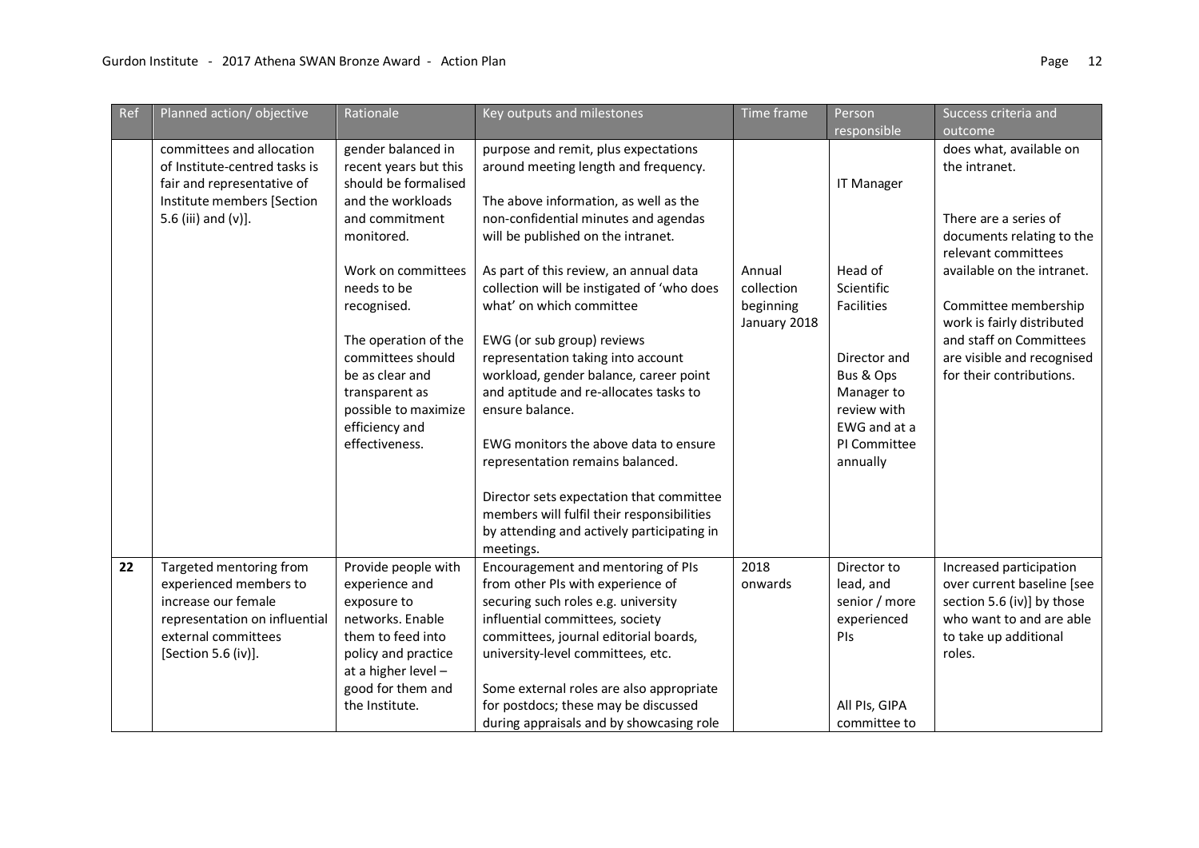| Ref | Planned action/ objective | Rationale | Key outputs and milestones | Time frame | Person responsible | Success criteria and outcome |
|---|---|---|---|---|---|---|
| | committees and allocation of Institute-centred tasks is fair and representative of Institute members [Section 5.6 (iii) and (v)]. | gender balanced in recent years but this should be formalised and the workloads and commitment monitored.<br><br>Work on committees needs to be recognised.<br><br>The operation of the committees should be as clear and transparent as possible to maximize efficiency and effectiveness. | purpose and remit, plus expectations around meeting length and frequency.<br><br>The above information, as well as the non-confidential minutes and agendas will be published on the intranet.<br><br>As part of this review, an annual data collection will be instigated of 'who does what' on which committee<br><br>EWG (or sub group) reviews representation taking into account workload, gender balance, career point and aptitude and re-allocates tasks to ensure balance.<br><br>EWG monitors the above data to ensure representation remains balanced.<br><br>Director sets expectation that committee members will fulfil their responsibilities by attending and actively participating in meetings. | Annual collection beginning January 2018 | IT Manager<br><br>Head of Scientific Facilities<br><br>Director and Bus & Ops Manager to review with EWG and at a PI Committee annually | does what, available on the intranet.<br><br>There are a series of documents relating to the relevant committees available on the intranet.<br><br>Committee membership work is fairly distributed and staff on Committees are visible and recognised for their contributions. |
| **22** | Targeted mentoring from experienced members to increase our female representation on influential external committees [Section 5.6 (iv)]. | Provide people with experience and exposure to networks. Enable them to feed into policy and practice at a higher level – good for them and the Institute. | Encouragement and mentoring of PIs from other PIs with experience of securing such roles e.g. university influential committees, society committees, journal editorial boards, university-level committees, etc.<br><br>Some external roles are also appropriate for postdocs; these may be discussed during appraisals and by showcasing role | 2018 onwards | Director to lead, and senior / more experienced PIs<br><br>All PIs, GIPA committee to | Increased participation over current baseline [see section 5.6 (iv)] by those who want to and are able to take up additional roles. |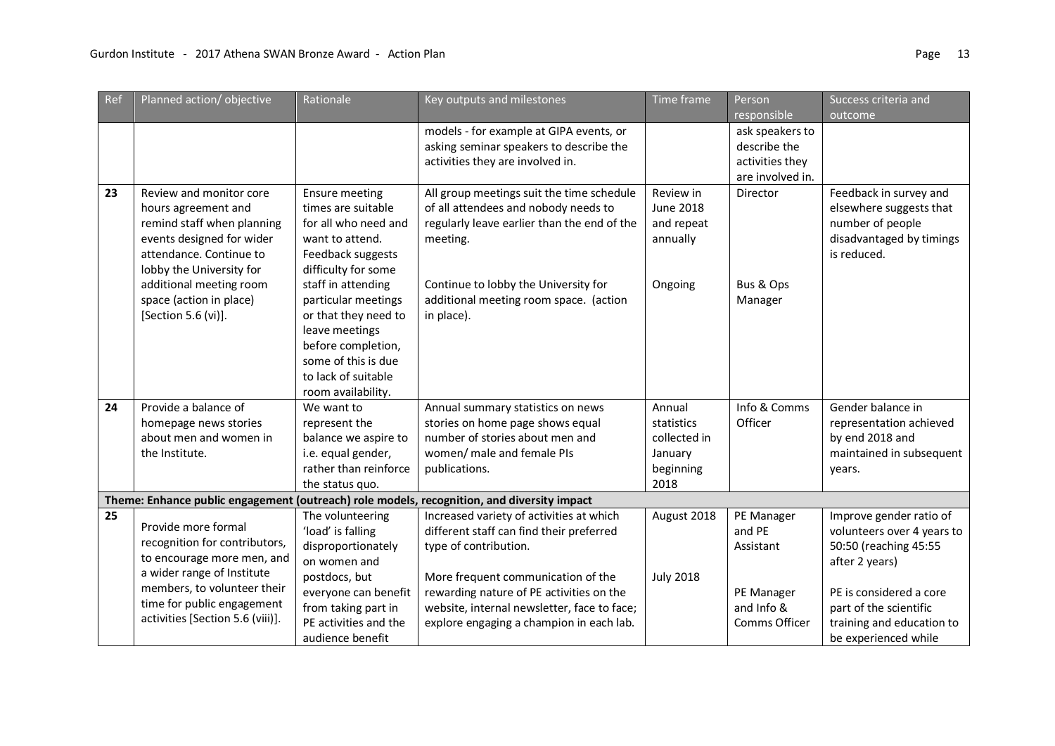| Ref | Planned action/ objective | Rationale | Key outputs and milestones | Time frame | Person responsible | Success criteria and outcome |
|---|---|---|---|---|---|---|
| | | | models - for example at GIPA events, or asking seminar speakers to describe the activities they are involved in. | | ask speakers to describe the activities they are involved in. | |
| **23** | Review and monitor core hours agreement and remind staff when planning events designed for wider attendance. Continue to lobby the University for additional meeting room space (action in place) [Section 5.6 (vi)]. | Ensure meeting times are suitable for all who need and want to attend. Feedback suggests difficulty for some staff in attending particular meetings or that they need to leave meetings before completion, some of this is due to lack of suitable room availability. | All group meetings suit the time schedule of all attendees and nobody needs to regularly leave earlier than the end of the meeting.<br><br>Continue to lobby the University for additional meeting room space. (action in place). | Review in June 2018 and repeat annually<br><br>Ongoing | Director<br><br>Bus & Ops Manager | Feedback in survey and elsewhere suggests that number of people disadvantaged by timings is reduced. |
| **24** | Provide a balance of homepage news stories about men and women in the Institute. | We want to represent the balance we aspire to i.e. equal gender, rather than reinforce the status quo. | Annual summary statistics on news stories on home page shows equal number of stories about men and women/ male and female PIs publications. | Annual statistics collected in January beginning 2018 | Info & Comms Officer | Gender balance in representation achieved by end 2018 and maintained in subsequent years. |
| **Theme: Enhance public engagement (outreach) role models, recognition, and diversity impact** | | | | | | |
| **25** | Provide more formal recognition for contributors, to encourage more men, and a wider range of Institute members, to volunteer their time for public engagement activities [Section 5.6 (viii)]. | The volunteering 'load' is falling disproportionately on women and postdocs, but everyone can benefit from taking part in PE activities and the audience benefit | Increased variety of activities at which different staff can find their preferred type of contribution.<br><br>More frequent communication of the rewarding nature of PE activities on the website, internal newsletter, face to face; explore engaging a champion in each lab. | August 2018<br><br>July 2018 | PE Manager and PE Assistant<br><br>PE Manager and Info & Comms Officer | Improve gender ratio of volunteers over 4 years to 50:50 (reaching 45:55 after 2 years)<br><br>PE is considered a core part of the scientific training and education to be experienced while |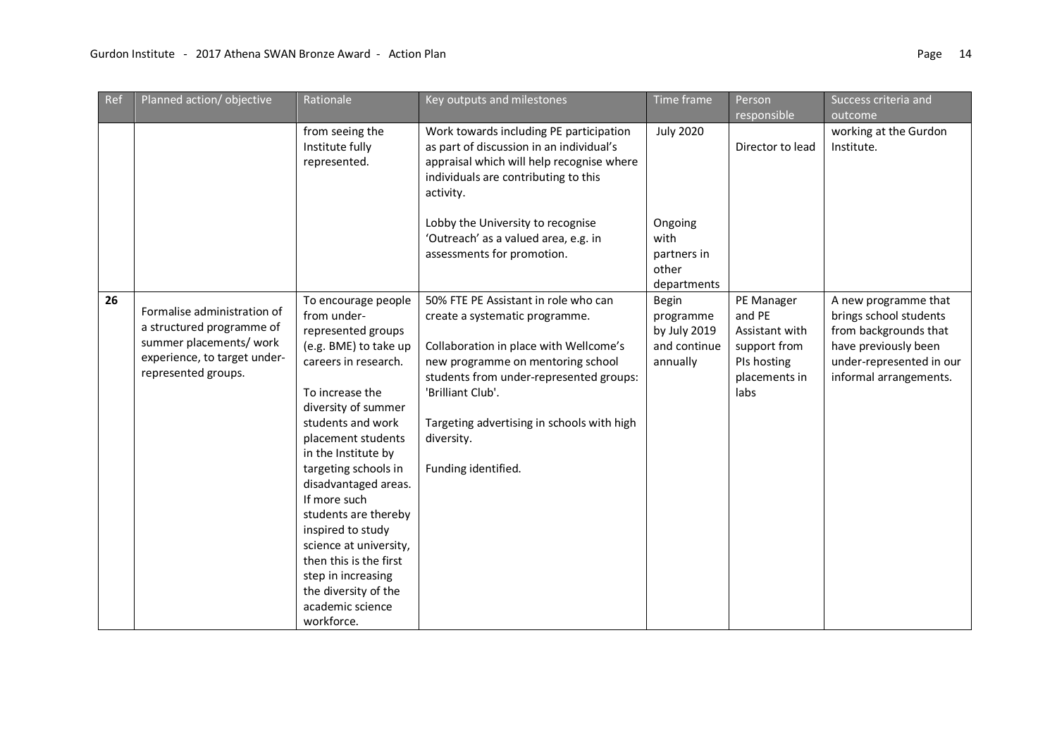| Ref | Planned action/ objective | Rationale | Key outputs and milestones | Time frame | Person responsible | Success criteria and outcome |
|---|---|---|---|---|---|---|
| | | from seeing the Institute fully represented. | Work towards including PE participation as part of discussion in an individual's appraisal which will help recognise where individuals are contributing to this activity.<br><br>Lobby the University to recognise 'Outreach' as a valued area, e.g. in assessments for promotion. | July 2020<br><br>Ongoing with partners in other departments | Director to lead | working at the Gurdon Institute. |
| **26** | Formalise administration of a structured programme of summer placements/ work experience, to target under-represented groups. | To encourage people from under-represented groups (e.g. BME) to take up careers in research.<br><br>To increase the diversity of summer students and work placement students in the Institute by targeting schools in disadvantaged areas. If more such students are thereby inspired to study science at university, then this is the first step in increasing the diversity of the academic science workforce. | 50% FTE PE Assistant in role who can create a systematic programme.<br><br>Collaboration in place with Wellcome's new programme on mentoring school students from under-represented groups: 'Brilliant Club'.<br><br>Targeting advertising in schools with high diversity.<br><br>Funding identified. | Begin programme by July 2019 and continue annually | PE Manager and PE Assistant with support from PIs hosting placements in labs | A new programme that brings school students from backgrounds that have previously been under-represented in our informal arrangements. |